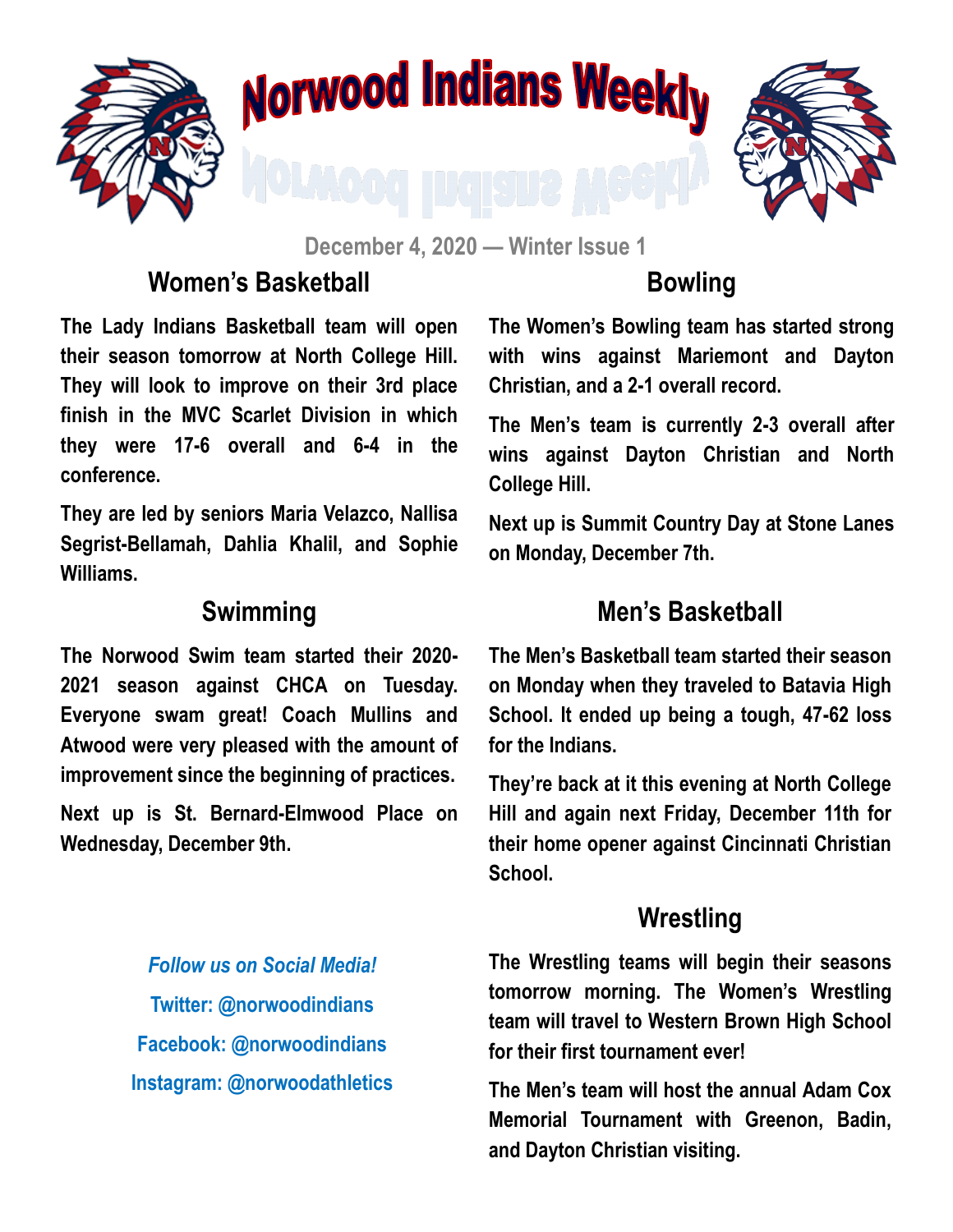# Norwood Indians Weekly

December 4, 2020 — Winter Issue 1

## Women's Basketball

**The Lady Indians Basketball team will open their season tomorrow at North College Hill. They will look to improve on their 3rd place finish in the MVC Scarlet Division in which they were 17-6 overall and 6-4 in the conference.**

**They are led by seniors Maria Velazco, Nallisa Segrist-Bellamah, Dahlia Khalil, and Sophie Williams.**

## Swimming

**The Norwood Swim team started their 2020-2021 season against CHCA on Tuesday. Everyone swam great! Coach Mullins and Atwood were very pleased with the amount of improvement since the beginning of practices.**

**Next up is St. Bernard-Elmwood Place on Wednesday, December 9th.**

## Bowling

**The Women's Bowling team has started strong with wins against Mariemont and Dayton Christian, and a 2-1 overall record.**

**The Men's team is currently 2-3 overall after wins against Dayton Christian and North College Hill.**

**Next up is Summit Country Day at Stone Lanes on Monday, December 7th.**

## Men's Basketball

**The Men's Basketball team started their season on Monday when they traveled to Batavia High School. It ended up being a tough, 47-62 loss for the Indians.**

**They're back at it this evening at North College Hill and again next Friday, December 11th for their home opener against Cincinnati Christian School.**

## Wrestling

**The Wrestling teams will begin their seasons tomorrow morning. The Women's Wrestling team will travel to Western Brown High School for their first tournament ever!**

**The Men's team will host the annual Adam Cox Memorial Tournament with Greenon, Badin, and Dayton Christian visiting.**

***Follow us on Social Media!***

**Twitter: @norwoodindians**

**Facebook: @norwoodindians**

**Instagram: @norwoodathletics**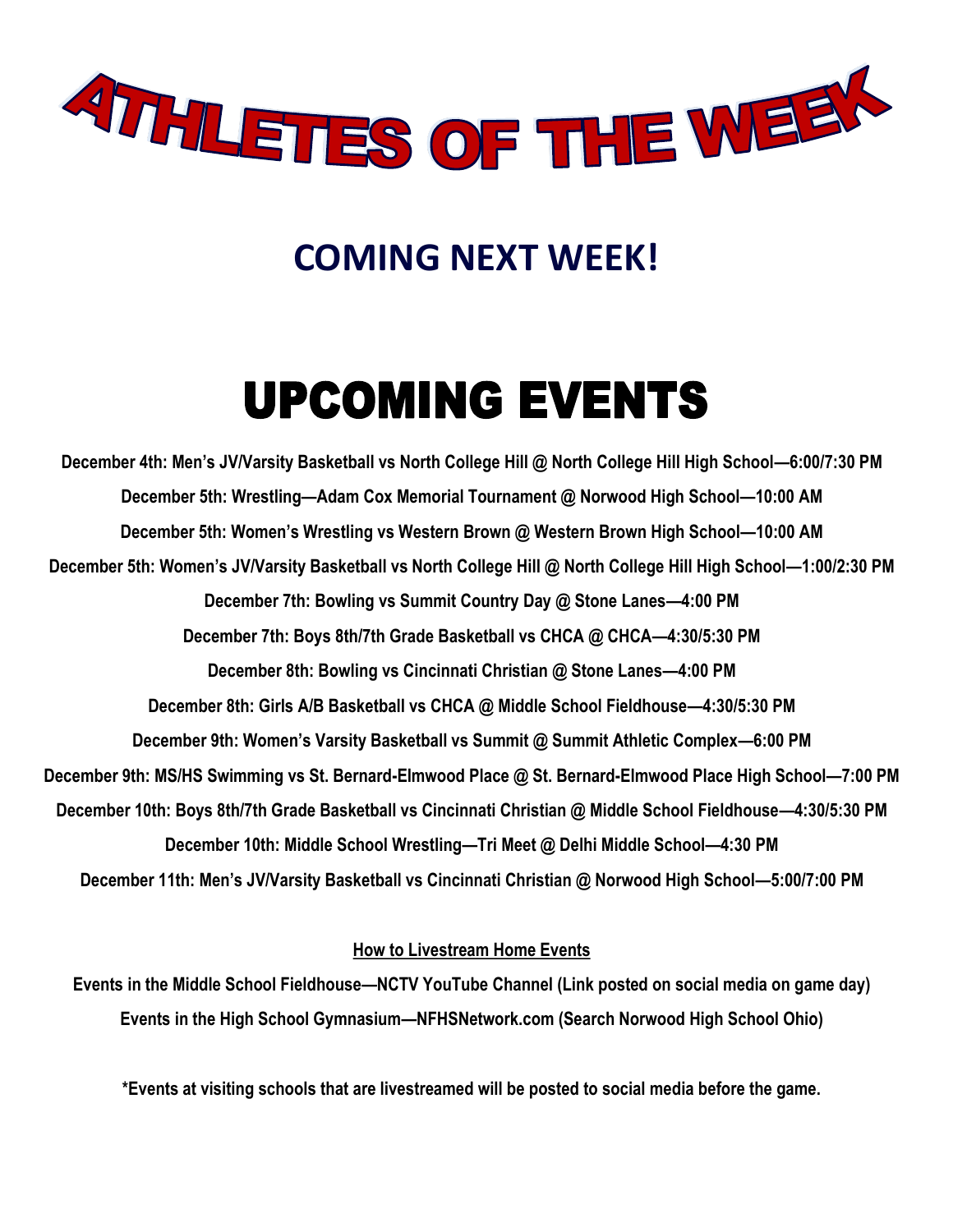# ATHLETES OF THE WEEK

## COMING NEXT WEEK!

# UPCOMING EVENTS

**December 4th: Men's JV/Varsity Basketball vs North College Hill @ North College Hill High School—6:00/7:30 PM**

**December 5th: Wrestling—Adam Cox Memorial Tournament @ Norwood High School—10:00 AM**

**December 5th: Women's Wrestling vs Western Brown @ Western Brown High School—10:00 AM**

**December 5th: Women's JV/Varsity Basketball vs North College Hill @ North College Hill High School—1:00/2:30 PM**

**December 7th: Bowling vs Summit Country Day @ Stone Lanes—4:00 PM**

**December 7th: Boys 8th/7th Grade Basketball vs CHCA @ CHCA—4:30/5:30 PM**

**December 8th: Bowling vs Cincinnati Christian @ Stone Lanes—4:00 PM**

**December 8th: Girls A/B Basketball vs CHCA @ Middle School Fieldhouse—4:30/5:30 PM**

**December 9th: Women's Varsity Basketball vs Summit @ Summit Athletic Complex—6:00 PM**

**December 9th: MS/HS Swimming vs St. Bernard-Elmwood Place @ St. Bernard-Elmwood Place High School—7:00 PM**

**December 10th: Boys 8th/7th Grade Basketball vs Cincinnati Christian @ Middle School Fieldhouse—4:30/5:30 PM**

**December 10th: Middle School Wrestling—Tri Meet @ Delhi Middle School—4:30 PM**

**December 11th: Men's JV/Varsity Basketball vs Cincinnati Christian @ Norwood High School—5:00/7:00 PM**

**How to Livestream Home Events**

**Events in the Middle School Fieldhouse—NCTV YouTube Channel (Link posted on social media on game day)**

**Events in the High School Gymnasium—NFHSNetwork.com (Search Norwood High School Ohio)**

***Events at visiting schools that are livestreamed will be posted to social media before the game.**